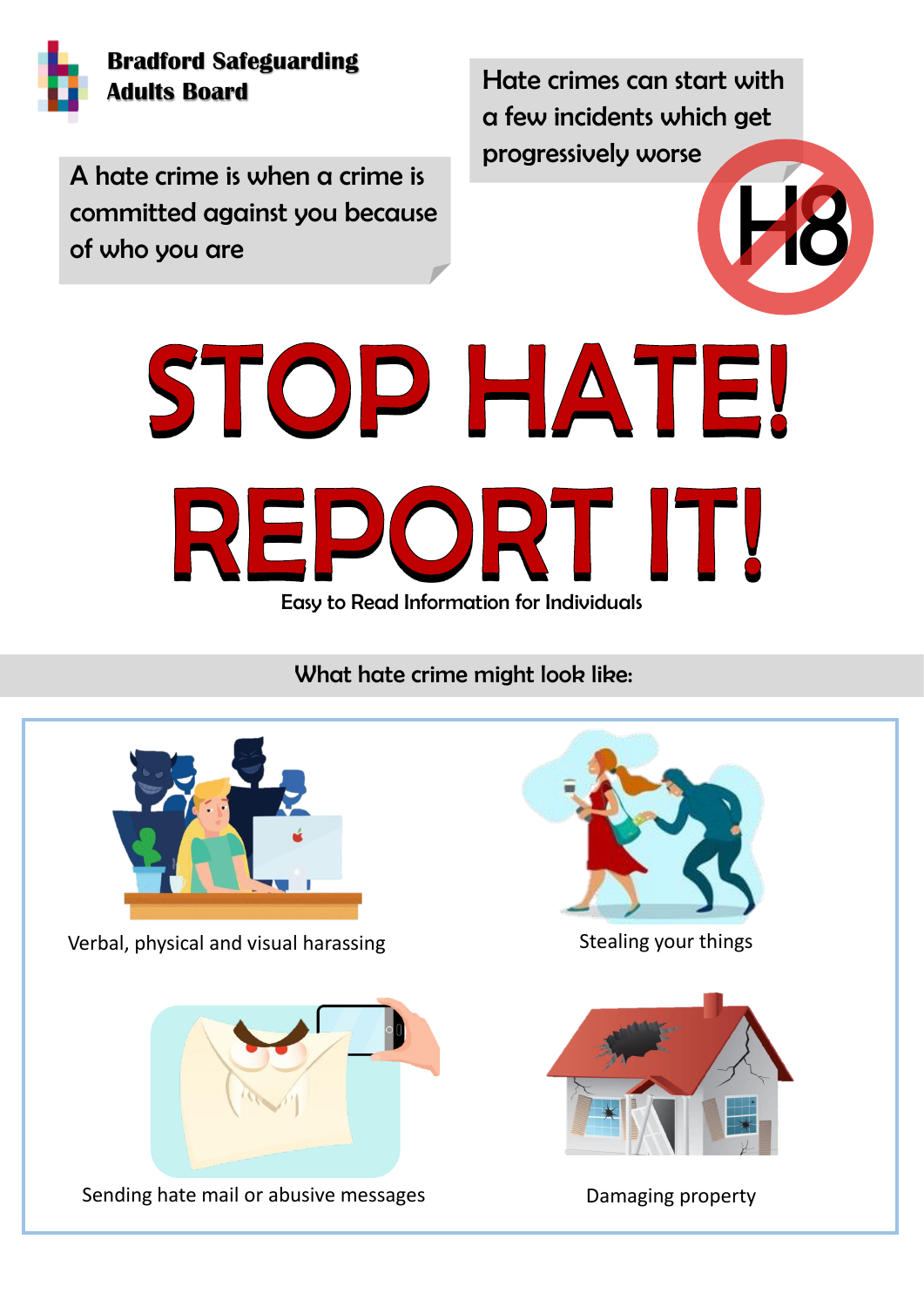**Bradford Safeguarding Adults Board**

A hate crime is when a crime is committed against you because of who you are

Hate crimes can start with a few incidents which get progressively worse

# STOP HATE! REPORT IT!

Easy to Read Information for Individuals

## What hate crime might look like:

- Verbal, physical and visual harassing
- Stealing your things
- Sending hate mail or abusive messages
- Damaging property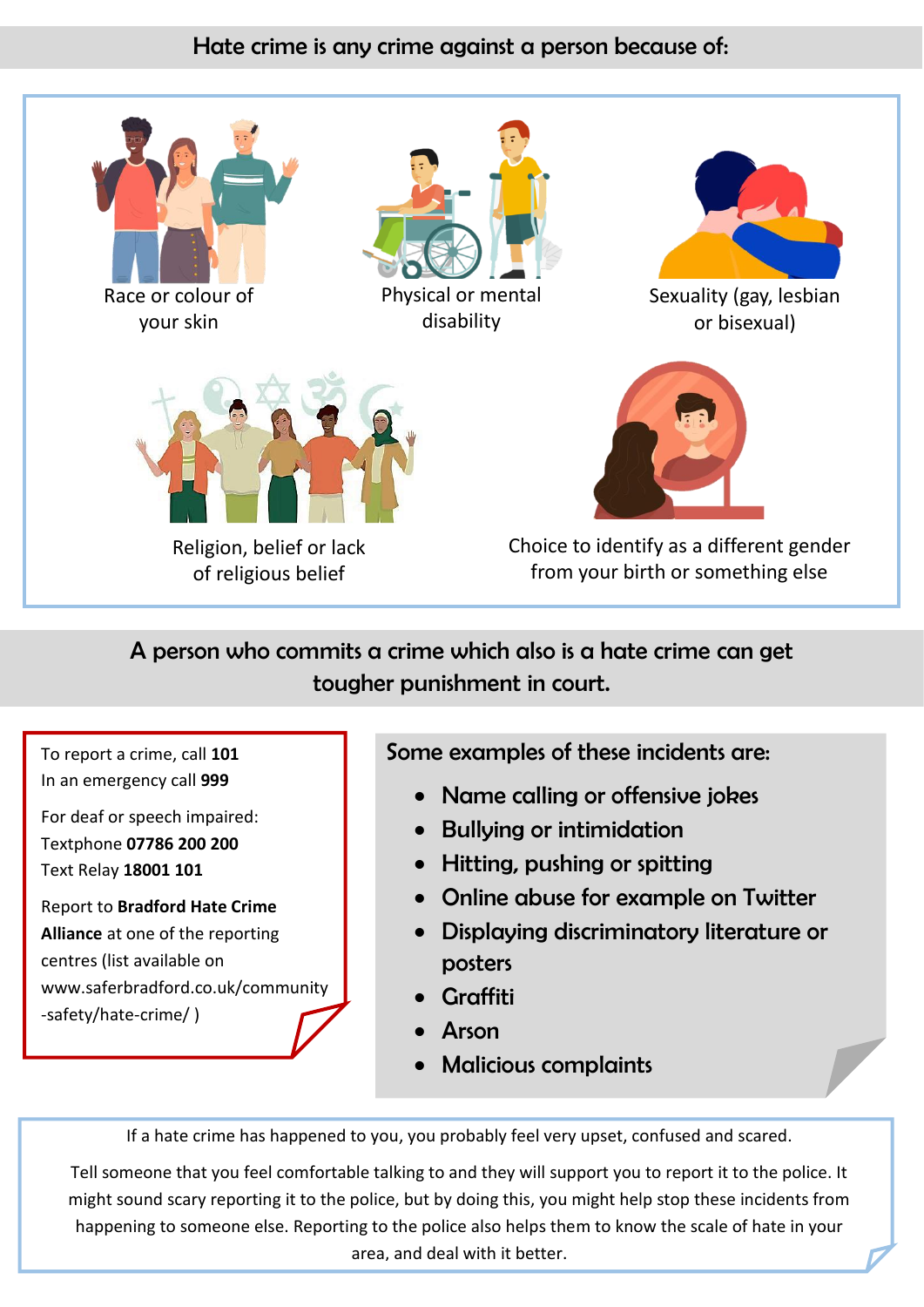## Hate crime is any crime against a person because of:

- Race or colour of your skin
- Physical or mental disability
- Sexuality (gay, lesbian or bisexual)
- Religion, belief or lack of religious belief
- Choice to identify as a different gender from your birth or something else

## A person who commits a crime which also is a hate crime can get tougher punishment in court.

To report a crime, call **101**
In an emergency call **999**

For deaf or speech impaired:
Textphone **07786 200 200**
Text Relay **18001 101**

Report to **Bradford Hate Crime Alliance** at one of the reporting centres (list available on www.saferbradford.co.uk/community-safety/hate-crime/ )

### Some examples of these incidents are:

- Name calling or offensive jokes
- Bullying or intimidation
- Hitting, pushing or spitting
- Online abuse for example on Twitter
- Displaying discriminatory literature or posters
- Graffiti
- Arson
- Malicious complaints

If a hate crime has happened to you, you probably feel very upset, confused and scared.

Tell someone that you feel comfortable talking to and they will support you to report it to the police. It might sound scary reporting it to the police, but by doing this, you might help stop these incidents from happening to someone else. Reporting to the police also helps them to know the scale of hate in your area, and deal with it better.